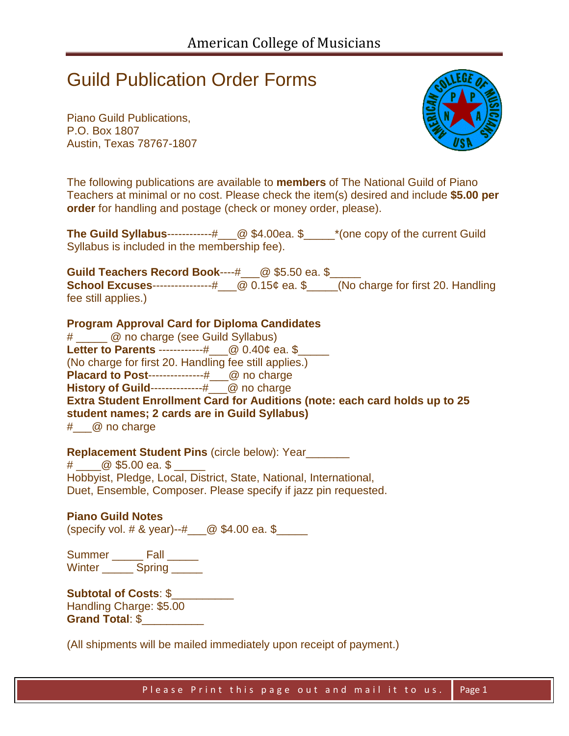# American College of Musicians

## Guild Publication Order Forms

Piano Guild Publications,
P.O. Box 1807
Austin, Texas 78767-1807

The following publications are available to **members** of The National Guild of Piano Teachers at minimal or no cost. Please check the item(s) desired and include **$5.00 per order** for handling and postage (check or money order, please).

**The Guild Syllabus**------------#___@ $4.00ea. $_____*(one copy of the current Guild Syllabus is included in the membership fee).

**Guild Teachers Record Book**----#___@ $5.50 ea. $_____
**School Excuses**----------------#___@ 0.15¢ ea. $_____(No charge for first 20. Handling fee still applies.)

**Program Approval Card for Diploma Candidates**
# _____ @ no charge (see Guild Syllabus)
**Letter to Parents** ------------#___@ 0.40¢ ea. $_____
(No charge for first 20. Handling fee still applies.)
**Placard to Post**---------------#___@ no charge
**History of Guild**--------------#___@ no charge
**Extra Student Enrollment Card for Auditions (note: each card holds up to 25 student names; 2 cards are in Guild Syllabus)**
#___@ no charge

**Replacement Student Pins** (circle below): Year_______
# ____@ $5.00 ea. $ _____
Hobbyist, Pledge, Local, District, State, National, International,
Duet, Ensemble, Composer. Please specify if jazz pin requested.

**Piano Guild Notes**
(specify vol. # & year)--#___@ $4.00 ea. $_____

Summer _____ Fall _____
Winter _____ Spring _____

**Subtotal of Costs**: $__________
Handling Charge: $5.00
**Grand Total**: $__________

(All shipments will be mailed immediately upon receipt of payment.)

Please Print this page out and mail it to us.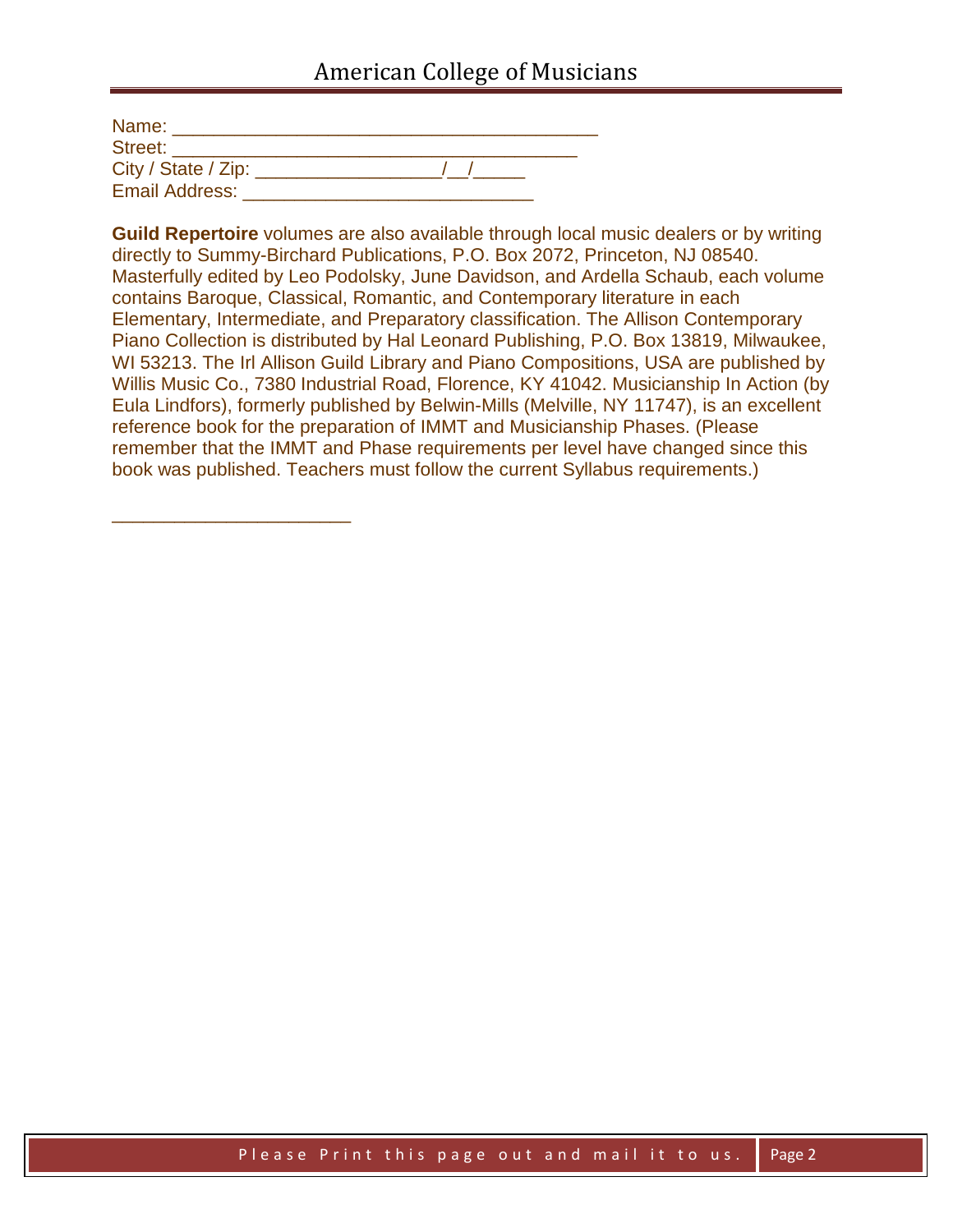Name: ________________________________________

Street: ______________________________________

City / State / Zip: _________________/__/_____

Email Address: ___________________________

**Guild Repertoire** volumes are also available through local music dealers or by writing directly to Summy-Birchard Publications, P.O. Box 2072, Princeton, NJ 08540. Masterfully edited by Leo Podolsky, June Davidson, and Ardella Schaub, each volume contains Baroque, Classical, Romantic, and Contemporary literature in each Elementary, Intermediate, and Preparatory classification. The Allison Contemporary Piano Collection is distributed by Hal Leonard Publishing, P.O. Box 13819, Milwaukee, WI 53213. The Irl Allison Guild Library and Piano Compositions, USA are published by Willis Music Co., 7380 Industrial Road, Florence, KY 41042. Musicianship In Action (by Eula Lindfors), formerly published by Belwin-Mills (Melville, NY 11747), is an excellent reference book for the preparation of IMMT and Musicianship Phases. (Please remember that the IMMT and Phase requirements per level have changed since this book was published. Teachers must follow the current Syllabus requirements.)

______________________

Please Print this page out and mail it to us.